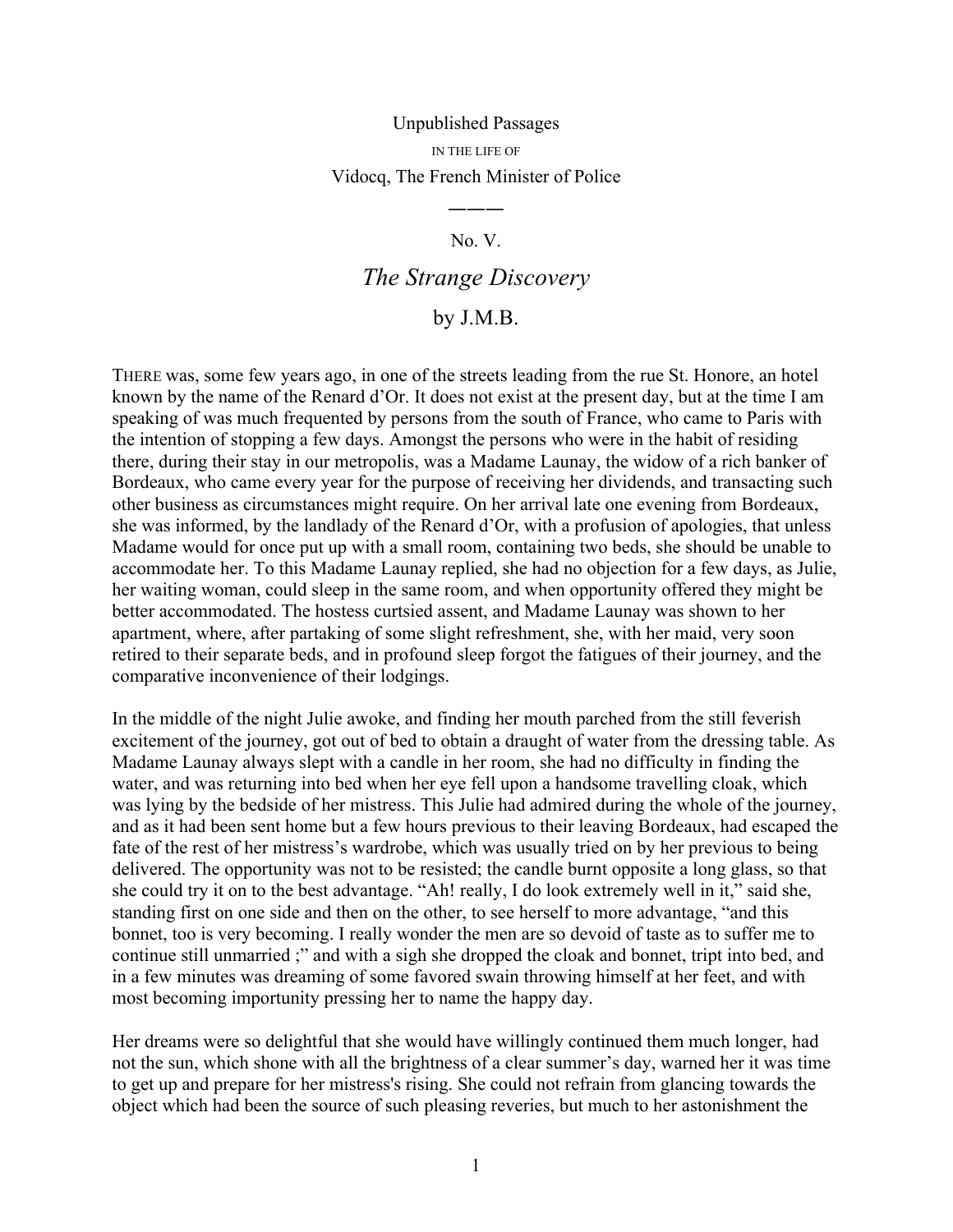Unpublished Passages

IN THE LIFE OF

Vidocq, The French Minister of Police

———

No. V.

# *The Strange Discovery*

by J.M.B.

THERE was, some few years ago, in one of the streets leading from the rue St. Honore, an hotel known by the name of the Renard d'Or. It does not exist at the present day, but at the time I am speaking of was much frequented by persons from the south of France, who came to Paris with the intention of stopping a few days. Amongst the persons who were in the habit of residing there, during their stay in our metropolis, was a Madame Launay, the widow of a rich banker of Bordeaux, who came every year for the purpose of receiving her dividends, and transacting such other business as circumstances might require. On her arrival late one evening from Bordeaux, she was informed, by the landlady of the Renard d'Or, with a profusion of apologies, that unless Madame would for once put up with a small room, containing two beds, she should be unable to accommodate her. To this Madame Launay replied, she had no objection for a few days, as Julie, her waiting woman, could sleep in the same room, and when opportunity offered they might be better accommodated. The hostess curtsied assent, and Madame Launay was shown to her apartment, where, after partaking of some slight refreshment, she, with her maid, very soon retired to their separate beds, and in profound sleep forgot the fatigues of their journey, and the comparative inconvenience of their lodgings.

In the middle of the night Julie awoke, and finding her mouth parched from the still feverish excitement of the journey, got out of bed to obtain a draught of water from the dressing table. As Madame Launay always slept with a candle in her room, she had no difficulty in finding the water, and was returning into bed when her eye fell upon a handsome travelling cloak, which was lying by the bedside of her mistress. This Julie had admired during the whole of the journey, and as it had been sent home but a few hours previous to their leaving Bordeaux, had escaped the fate of the rest of her mistress's wardrobe, which was usually tried on by her previous to being delivered. The opportunity was not to be resisted; the candle burnt opposite a long glass, so that she could try it on to the best advantage. "Ah! really, I do look extremely well in it," said she, standing first on one side and then on the other, to see herself to more advantage, "and this bonnet, too is very becoming. I really wonder the men are so devoid of taste as to suffer me to continue still unmarried ;" and with a sigh she dropped the cloak and bonnet, tript into bed, and in a few minutes was dreaming of some favored swain throwing himself at her feet, and with most becoming importunity pressing her to name the happy day.

Her dreams were so delightful that she would have willingly continued them much longer, had not the sun, which shone with all the brightness of a clear summer's day, warned her it was time to get up and prepare for her mistress's rising. She could not refrain from glancing towards the object which had been the source of such pleasing reveries, but much to her astonishment the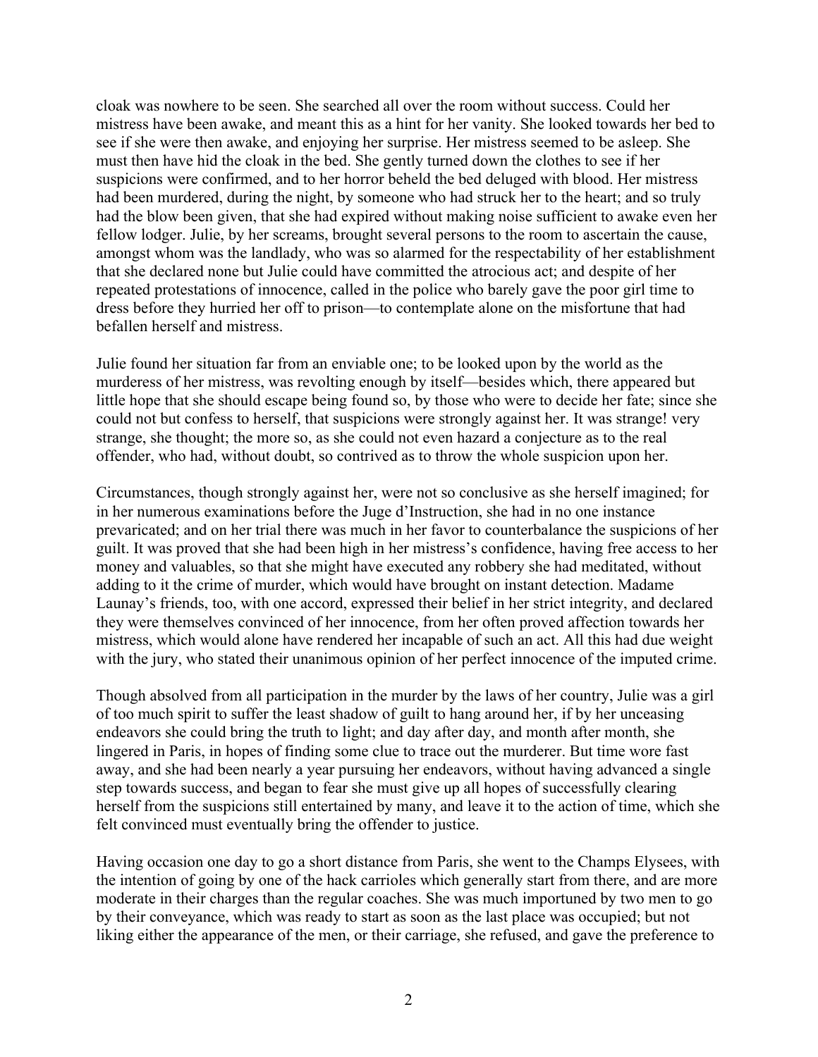cloak was nowhere to be seen. She searched all over the room without success. Could her mistress have been awake, and meant this as a hint for her vanity. She looked towards her bed to see if she were then awake, and enjoying her surprise. Her mistress seemed to be asleep. She must then have hid the cloak in the bed. She gently turned down the clothes to see if her suspicions were confirmed, and to her horror beheld the bed deluged with blood. Her mistress had been murdered, during the night, by someone who had struck her to the heart; and so truly had the blow been given, that she had expired without making noise sufficient to awake even her fellow lodger. Julie, by her screams, brought several persons to the room to ascertain the cause, amongst whom was the landlady, who was so alarmed for the respectability of her establishment that she declared none but Julie could have committed the atrocious act; and despite of her repeated protestations of innocence, called in the police who barely gave the poor girl time to dress before they hurried her off to prison—to contemplate alone on the misfortune that had befallen herself and mistress.

Julie found her situation far from an enviable one; to be looked upon by the world as the murderess of her mistress, was revolting enough by itself—besides which, there appeared but little hope that she should escape being found so, by those who were to decide her fate; since she could not but confess to herself, that suspicions were strongly against her. It was strange! very strange, she thought; the more so, as she could not even hazard a conjecture as to the real offender, who had, without doubt, so contrived as to throw the whole suspicion upon her.

Circumstances, though strongly against her, were not so conclusive as she herself imagined; for in her numerous examinations before the Juge d'Instruction, she had in no one instance prevaricated; and on her trial there was much in her favor to counterbalance the suspicions of her guilt. It was proved that she had been high in her mistress's confidence, having free access to her money and valuables, so that she might have executed any robbery she had meditated, without adding to it the crime of murder, which would have brought on instant detection. Madame Launay's friends, too, with one accord, expressed their belief in her strict integrity, and declared they were themselves convinced of her innocence, from her often proved affection towards her mistress, which would alone have rendered her incapable of such an act. All this had due weight with the jury, who stated their unanimous opinion of her perfect innocence of the imputed crime.

Though absolved from all participation in the murder by the laws of her country, Julie was a girl of too much spirit to suffer the least shadow of guilt to hang around her, if by her unceasing endeavors she could bring the truth to light; and day after day, and month after month, she lingered in Paris, in hopes of finding some clue to trace out the murderer. But time wore fast away, and she had been nearly a year pursuing her endeavors, without having advanced a single step towards success, and began to fear she must give up all hopes of successfully clearing herself from the suspicions still entertained by many, and leave it to the action of time, which she felt convinced must eventually bring the offender to justice.

Having occasion one day to go a short distance from Paris, she went to the Champs Elysees, with the intention of going by one of the hack carrioles which generally start from there, and are more moderate in their charges than the regular coaches. She was much importuned by two men to go by their conveyance, which was ready to start as soon as the last place was occupied; but not liking either the appearance of the men, or their carriage, she refused, and gave the preference to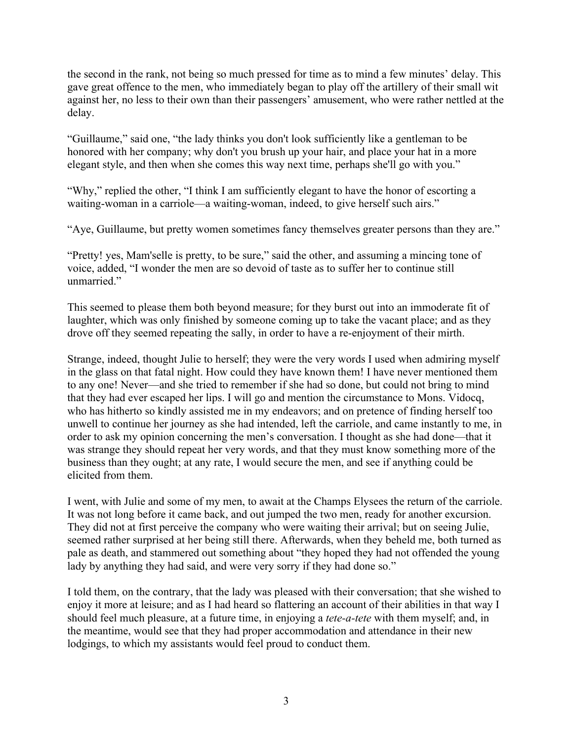the second in the rank, not being so much pressed for time as to mind a few minutes' delay. This gave great offence to the men, who immediately began to play off the artillery of their small wit against her, no less to their own than their passengers' amusement, who were rather nettled at the delay.

“Guillaume,” said one, “the lady thinks you don't look sufficiently like a gentleman to be honored with her company; why don't you brush up your hair, and place your hat in a more elegant style, and then when she comes this way next time, perhaps she'll go with you.”

“Why,” replied the other, “I think I am sufficiently elegant to have the honor of escorting a waiting-woman in a carriole—a waiting-woman, indeed, to give herself such airs.”

“Aye, Guillaume, but pretty women sometimes fancy themselves greater persons than they are.”

“Pretty! yes, Mam'selle is pretty, to be sure,” said the other, and assuming a mincing tone of voice, added, “I wonder the men are so devoid of taste as to suffer her to continue still unmarried.”

This seemed to please them both beyond measure; for they burst out into an immoderate fit of laughter, which was only finished by someone coming up to take the vacant place; and as they drove off they seemed repeating the sally, in order to have a re-enjoyment of their mirth.

Strange, indeed, thought Julie to herself; they were the very words I used when admiring myself in the glass on that fatal night. How could they have known them! I have never mentioned them to any one! Never—and she tried to remember if she had so done, but could not bring to mind that they had ever escaped her lips. I will go and mention the circumstance to Mons. Vidocq, who has hitherto so kindly assisted me in my endeavors; and on pretence of finding herself too unwell to continue her journey as she had intended, left the carriole, and came instantly to me, in order to ask my opinion concerning the men's conversation. I thought as she had done—that it was strange they should repeat her very words, and that they must know something more of the business than they ought; at any rate, I would secure the men, and see if anything could be elicited from them.

I went, with Julie and some of my men, to await at the Champs Elysees the return of the carriole. It was not long before it came back, and out jumped the two men, ready for another excursion. They did not at first perceive the company who were waiting their arrival; but on seeing Julie, seemed rather surprised at her being still there. Afterwards, when they beheld me, both turned as pale as death, and stammered out something about “they hoped they had not offended the young lady by anything they had said, and were very sorry if they had done so.”

I told them, on the contrary, that the lady was pleased with their conversation; that she wished to enjoy it more at leisure; and as I had heard so flattering an account of their abilities in that way I should feel much pleasure, at a future time, in enjoying a *tete-a-tete* with them myself; and, in the meantime, would see that they had proper accommodation and attendance in their new lodgings, to which my assistants would feel proud to conduct them.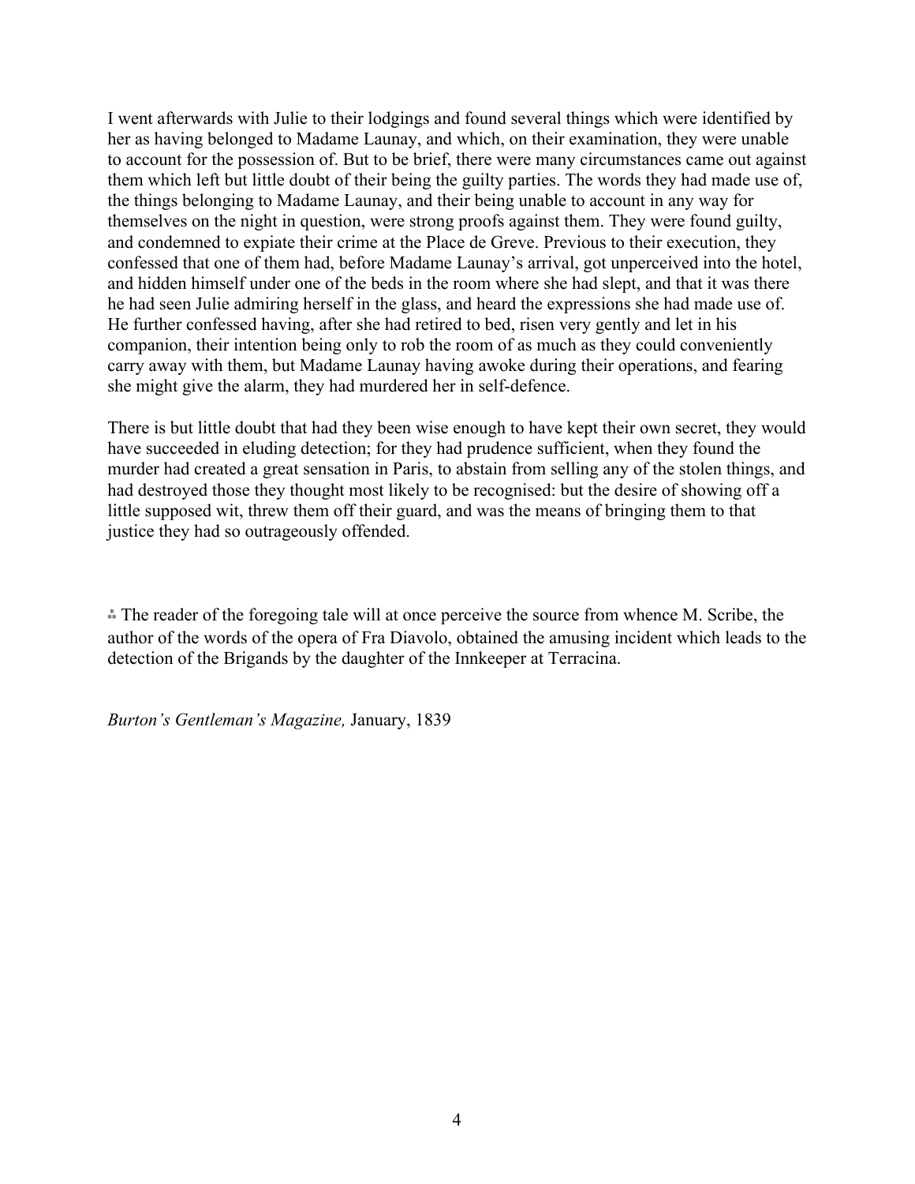I went afterwards with Julie to their lodgings and found several things which were identified by her as having belonged to Madame Launay, and which, on their examination, they were unable to account for the possession of. But to be brief, there were many circumstances came out against them which left but little doubt of their being the guilty parties. The words they had made use of, the things belonging to Madame Launay, and their being unable to account in any way for themselves on the night in question, were strong proofs against them. They were found guilty, and condemned to expiate their crime at the Place de Greve. Previous to their execution, they confessed that one of them had, before Madame Launay's arrival, got unperceived into the hotel, and hidden himself under one of the beds in the room where she had slept, and that it was there he had seen Julie admiring herself in the glass, and heard the expressions she had made use of. He further confessed having, after she had retired to bed, risen very gently and let in his companion, their intention being only to rob the room of as much as they could conveniently carry away with them, but Madame Launay having awoke during their operations, and fearing she might give the alarm, they had murdered her in self-defence.

There is but little doubt that had they been wise enough to have kept their own secret, they would have succeeded in eluding detection; for they had prudence sufficient, when they found the murder had created a great sensation in Paris, to abstain from selling any of the stolen things, and had destroyed those they thought most likely to be recognised: but the desire of showing off a little supposed wit, threw them off their guard, and was the means of bringing them to that justice they had so outrageously offended.

⁂ The reader of the foregoing tale will at once perceive the source from whence M. Scribe, the author of the words of the opera of Fra Diavolo, obtained the amusing incident which leads to the detection of the Brigands by the daughter of the Innkeeper at Terracina.

*Burton's Gentleman's Magazine,* January, 1839